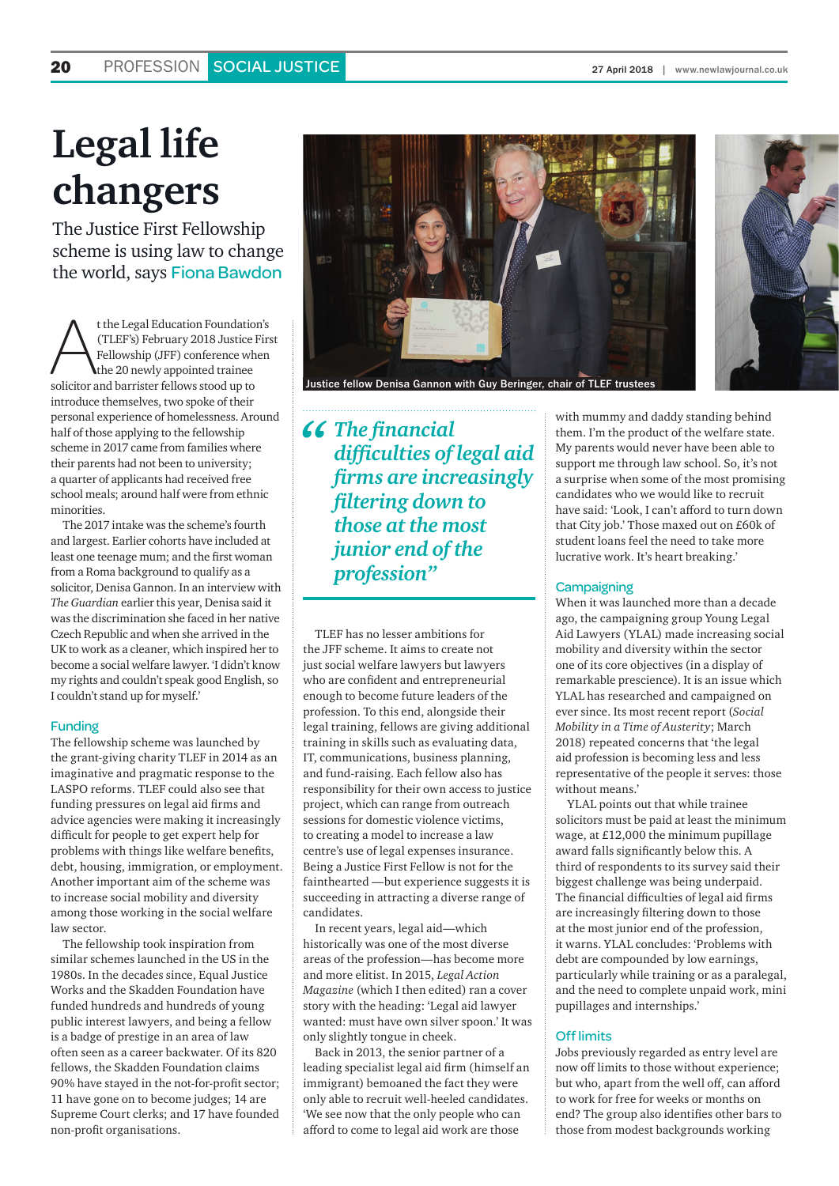# Legal life changers

The Justice First Fellowship scheme is using law to change the world, says Fiona Bawdon

At the Legal Education Foundation's (TLEF's) February 2018 Justice First Fellowship (JFF) conference when the 20 newly appointed trainee solicitor and barrister fellows stood up to introduce themselves, two spoke of their personal experience of homelessness. Around half of those applying to the fellowship scheme in 2017 came from families where their parents had not been to university; a quarter of applicants had received free school meals; around half were from ethnic minorities.

The 2017 intake was the scheme's fourth and largest. Earlier cohorts have included at least one teenage mum; and the first woman from a Roma background to qualify as a solicitor, Denisa Gannon. In an interview with *The Guardian* earlier this year, Denisa said it was the discrimination she faced in her native Czech Republic and when she arrived in the UK to work as a cleaner, which inspired her to become a social welfare lawyer. 'I didn't know my rights and couldn't speak good English, so I couldn't stand up for myself.'

## Funding

The fellowship scheme was launched by the grant-giving charity TLEF in 2014 as an imaginative and pragmatic response to the LASPO reforms. TLEF could also see that funding pressures on legal aid firms and advice agencies were making it increasingly difficult for people to get expert help for problems with things like welfare benefits, debt, housing, immigration, or employment. Another important aim of the scheme was to increase social mobility and diversity among those working in the social welfare law sector.

The fellowship took inspiration from similar schemes launched in the US in the 1980s. In the decades since, Equal Justice Works and the Skadden Foundation have funded hundreds and hundreds of young public interest lawyers, and being a fellow is a badge of prestige in an area of law often seen as a career backwater. Of its 820 fellows, the Skadden Foundation claims 90% have stayed in the not-for-profit sector; 11 have gone on to become judges; 14 are Supreme Court clerks; and 17 have founded non-profit organisations.

Justice fellow Denisa Gannon with Guy Beringer, chair of TLEF trustees

> *"The financial difficulties of legal aid firms are increasingly filtering down to those at the most junior end of the profession"*

TLEF has no lesser ambitions for the JFF scheme. It aims to create not just social welfare lawyers but lawyers who are confident and entrepreneurial enough to become future leaders of the profession. To this end, alongside their legal training, fellows are giving additional training in skills such as evaluating data, IT, communications, business planning, and fund-raising. Each fellow also has responsibility for their own access to justice project, which can range from outreach sessions for domestic violence victims, to creating a model to increase a law centre's use of legal expenses insurance. Being a Justice First Fellow is not for the fainthearted —but experience suggests it is succeeding in attracting a diverse range of candidates.

In recent years, legal aid—which historically was one of the most diverse areas of the profession—has become more and more elitist. In 2015, *Legal Action Magazine* (which I then edited) ran a cover story with the heading: 'Legal aid lawyer wanted: must have own silver spoon.' It was only slightly tongue in cheek.

Back in 2013, the senior partner of a leading specialist legal aid firm (himself an immigrant) bemoaned the fact they were only able to recruit well-heeled candidates. 'We see now that the only people who can afford to come to legal aid work are those with mummy and daddy standing behind them. I'm the product of the welfare state. My parents would never have been able to support me through law school. So, it's not a surprise when some of the most promising candidates who we would like to recruit have said: 'Look, I can't afford to turn down that City job.' Those maxed out on £60k of student loans feel the need to take more lucrative work. It's heart breaking.'

## Campaigning

When it was launched more than a decade ago, the campaigning group Young Legal Aid Lawyers (YLAL) made increasing social mobility and diversity within the sector one of its core objectives (in a display of remarkable prescience). It is an issue which YLAL has researched and campaigned on ever since. Its most recent report (*Social Mobility in a Time of Austerity*; March 2018) repeated concerns that 'the legal aid profession is becoming less and less representative of the people it serves: those without means.'

YLAL points out that while trainee solicitors must be paid at least the minimum wage, at £12,000 the minimum pupillage award falls significantly below this. A third of respondents to its survey said their biggest challenge was being underpaid. The financial difficulties of legal aid firms are increasingly filtering down to those at the most junior end of the profession, it warns. YLAL concludes: 'Problems with debt are compounded by low earnings, particularly while training or as a paralegal, and the need to complete unpaid work, mini pupillages and internships.'

## Off limits

Jobs previously regarded as entry level are now off limits to those without experience; but who, apart from the well off, can afford to work for free for weeks or months on end? The group also identifies other bars to those from modest backgrounds working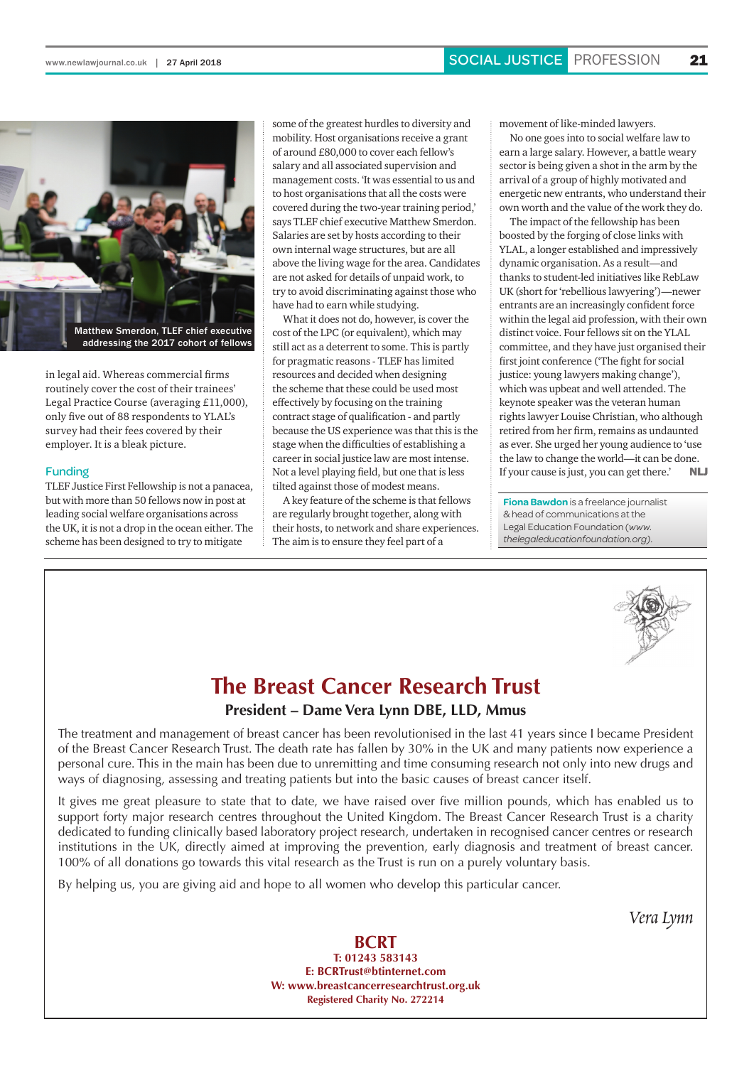Matthew Smerdon, TLEF chief executive addressing the 2017 cohort of fellows

in legal aid. Whereas commercial firms routinely cover the cost of their trainees' Legal Practice Course (averaging £11,000), only five out of 88 respondents to YLAL's survey had their fees covered by their employer. It is a bleak picture.

## Funding

TLEF Justice First Fellowship is not a panacea, but with more than 50 fellows now in post at leading social welfare organisations across the UK, it is not a drop in the ocean either. The scheme has been designed to try to mitigate some of the greatest hurdles to diversity and mobility. Host organisations receive a grant of around £80,000 to cover each fellow's salary and all associated supervision and management costs. 'It was essential to us and to host organisations that all the costs were covered during the two-year training period,' says TLEF chief executive Matthew Smerdon. Salaries are set by hosts according to their own internal wage structures, but are all above the living wage for the area. Candidates are not asked for details of unpaid work, to try to avoid discriminating against those who have had to earn while studying.

What it does not do, however, is cover the cost of the LPC (or equivalent), which may still act as a deterrent to some. This is partly for pragmatic reasons - TLEF has limited resources and decided when designing the scheme that these could be used most effectively by focusing on the training contract stage of qualification - and partly because the US experience was that this is the stage when the difficulties of establishing a career in social justice law are most intense. Not a level playing field, but one that is less tilted against those of modest means.

A key feature of the scheme is that fellows are regularly brought together, along with their hosts, to network and share experiences. The aim is to ensure they feel part of a movement of like-minded lawyers.

No one goes into to social welfare law to earn a large salary. However, a battle weary sector is being given a shot in the arm by the arrival of a group of highly motivated and energetic new entrants, who understand their own worth and the value of the work they do.

The impact of the fellowship has been boosted by the forging of close links with YLAL, a longer established and impressively dynamic organisation. As a result—and thanks to student-led initiatives like RebLaw UK (short for 'rebellious lawyering')—newer entrants are an increasingly confident force within the legal aid profession, with their own distinct voice. Four fellows sit on the YLAL committee, and they have just organised their first joint conference ('The fight for social justice: young lawyers making change'), which was upbeat and well attended. The keynote speaker was the veteran human rights lawyer Louise Christian, who although retired from her firm, remains as undaunted as ever. She urged her young audience to 'use the law to change the world—it can be done. If your cause is just, you can get there.' NLJ

**Fiona Bawdon** is a freelance journalist & head of communications at the Legal Education Foundation (*www.thelegaleducationfoundation.org*).

---

# The Breast Cancer Research Trust

### President – Dame Vera Lynn DBE, LLD, Mmus

The treatment and management of breast cancer has been revolutionised in the last 41 years since I became President of the Breast Cancer Research Trust. The death rate has fallen by 30% in the UK and many patients now experience a personal cure. This in the main has been due to unremitting and time consuming research not only into new drugs and ways of diagnosing, assessing and treating patients but into the basic causes of breast cancer itself.

It gives me great pleasure to state that to date, we have raised over five million pounds, which has enabled us to support forty major research centres throughout the United Kingdom. The Breast Cancer Research Trust is a charity dedicated to funding clinically based laboratory project research, undertaken in recognised cancer centres or research institutions in the UK, directly aimed at improving the prevention, early diagnosis and treatment of breast cancer. 100% of all donations go towards this vital research as the Trust is run on a purely voluntary basis.

By helping us, you are giving aid and hope to all women who develop this particular cancer.

*Vera Lynn*

**BCRT**
**T: 01243 583143**
**E: BCRTrust@btinternet.com**
**W: www.breastcancerresearchtrust.org.uk**
**Registered Charity No. 272214**